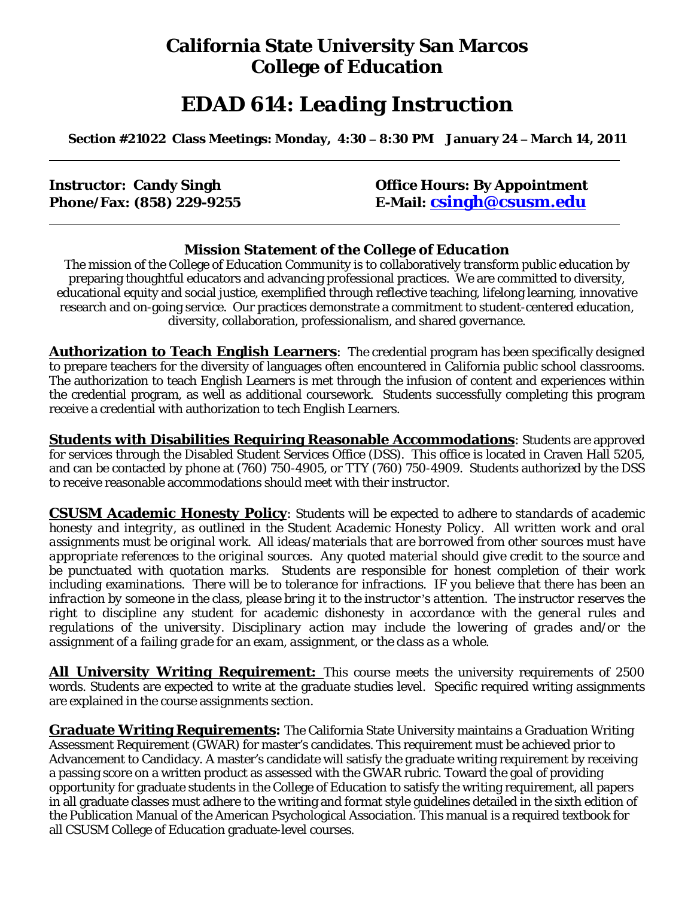# California State University San Marcos
# College of Education

# *EDAD 614: Leading Instruction*

**Section #21022 Class Meetings: Monday, 4:30 – 8:30 PM January 24 – March 14, 2011**

---

**Instructor: Candy Singh** **Office Hours: By Appointment**
**Phone/Fax: (858) 229-9255** **E-Mail: csingh@csusm.edu**

---

### *Mission Statement of the College of Education*

The mission of the College of Education Community is to collaboratively transform public education by preparing thoughtful educators and advancing professional practices. We are committed to diversity, educational equity and social justice, exemplified through reflective teaching, lifelong learning, innovative research and on-going service. Our practices demonstrate a commitment to student-centered education, diversity, collaboration, professionalism, and shared governance.

**Authorization to Teach English Learners**: The credential program has been specifically designed to prepare teachers for the diversity of languages often encountered in California public school classrooms. The authorization to teach English Learners is met through the infusion of content and experiences within the credential program, as well as additional coursework. Students successfully completing this program receive a credential with authorization to tech English Learners.

**Students with Disabilities Requiring Reasonable Accommodations**: Students are approved for services through the Disabled Student Services Office (DSS). This office is located in Craven Hall 5205, and can be contacted by phone at (760) 750-4905, or TTY (760) 750-4909. Students authorized by the DSS to receive reasonable accommodations should meet with their instructor.

**CSUSM Academic Honesty Policy**: *Students will be expected to adhere to standards of academic honesty and integrity, as outlined in the Student Academic Honesty Policy. All written work and oral assignments must be original work. All ideas/materials that are borrowed from other sources must have appropriate references to the original sources. Any quoted material should give credit to the source and be punctuated with quotation marks. Students are responsible for honest completion of their work including examinations. There will be to tolerance for infractions. IF you believe that there has been an infraction by someone in the class, please bring it to the instructor's attention. The instructor reserves the right to discipline any student for academic dishonesty in accordance with the general rules and regulations of the university. Disciplinary action may include the lowering of grades and/or the assignment of a failing grade for an exam, assignment, or the class as a whole.*

**All University Writing Requirement:** This course meets the university requirements of 2500 words. Students are expected to write at the graduate studies level. Specific required writing assignments are explained in the course assignments section.

**Graduate Writing Requirements:** The California State University maintains a Graduation Writing Assessment Requirement (GWAR) for master's candidates. This requirement must be achieved prior to Advancement to Candidacy. A master's candidate will satisfy the graduate writing requirement by receiving a passing score on a written product as assessed with the GWAR rubric. Toward the goal of providing opportunity for graduate students in the College of Education to satisfy the writing requirement, all papers in all graduate classes must adhere to the writing and format style guidelines detailed in the sixth edition of the Publication Manual of the American Psychological Association. This manual is a required textbook for all CSUSM College of Education graduate-level courses.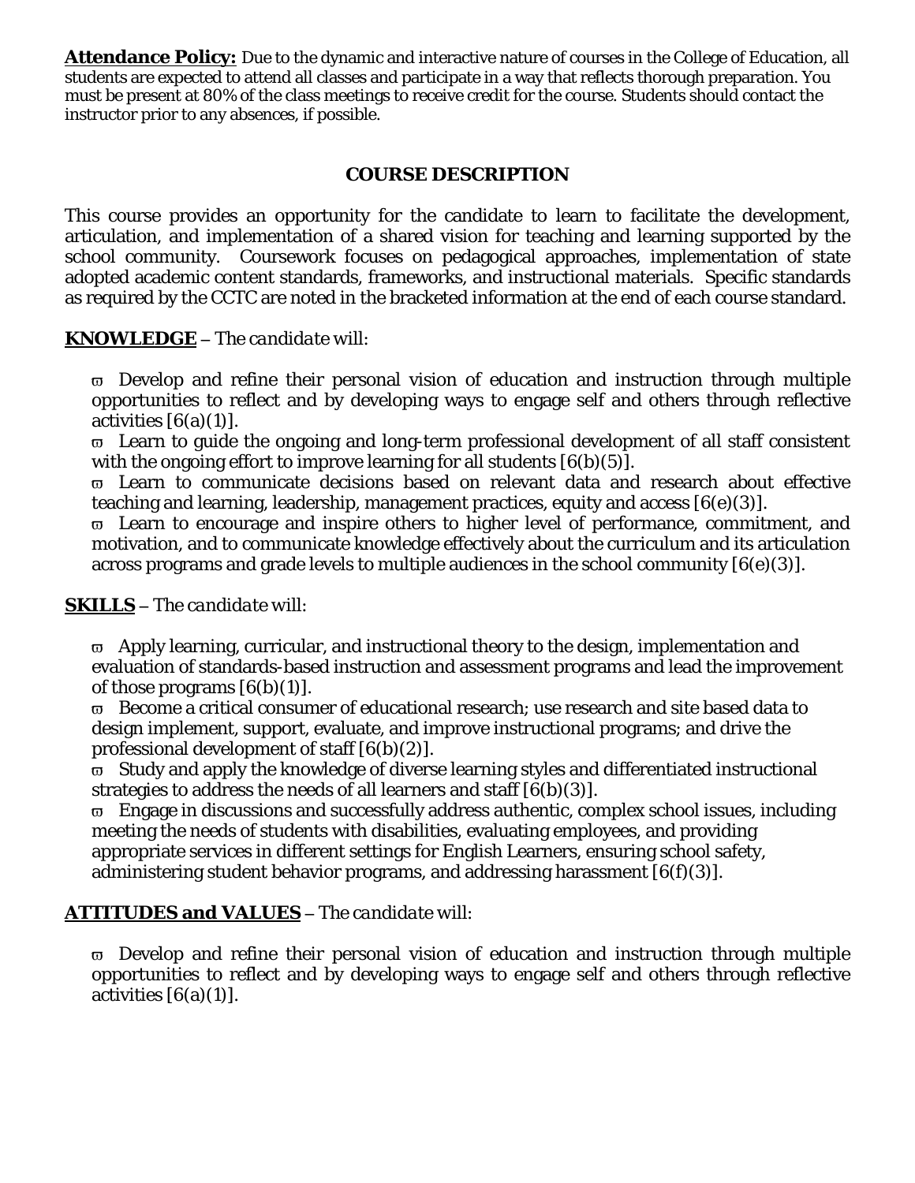**Attendance Policy:** Due to the dynamic and interactive nature of courses in the College of Education, all students are expected to attend all classes and participate in a way that reflects thorough preparation. You must be present at 80% of the class meetings to receive credit for the course. Students should contact the instructor prior to any absences, if possible.

## COURSE DESCRIPTION

This course provides an opportunity for the candidate to learn to facilitate the development, articulation, and implementation of a shared vision for teaching and learning supported by the school community. Coursework focuses on pedagogical approaches, implementation of state adopted academic content standards, frameworks, and instructional materials. Specific standards as required by the CCTC are noted in the bracketed information at the end of each course standard.

***KNOWLEDGE*** – *The candidate will:*

- Develop and refine their personal vision of education and instruction through multiple opportunities to reflect and by developing ways to engage self and others through reflective activities [6(a)(1)].
- Learn to guide the ongoing and long-term professional development of all staff consistent with the ongoing effort to improve learning for all students [6(b)(5)].
- Learn to communicate decisions based on relevant data and research about effective teaching and learning, leadership, management practices, equity and access [6(e)(3)].
- Learn to encourage and inspire others to higher level of performance, commitment, and motivation, and to communicate knowledge effectively about the curriculum and its articulation across programs and grade levels to multiple audiences in the school community [6(e)(3)].

***SKILLS*** – *The candidate will:*

- Apply learning, curricular, and instructional theory to the design, implementation and evaluation of standards-based instruction and assessment programs and lead the improvement of those programs [6(b)(1)].
- Become a critical consumer of educational research; use research and site based data to design implement, support, evaluate, and improve instructional programs; and drive the professional development of staff [6(b)(2)].
- Study and apply the knowledge of diverse learning styles and differentiated instructional strategies to address the needs of all learners and staff [6(b)(3)].
- Engage in discussions and successfully address authentic, complex school issues, including meeting the needs of students with disabilities, evaluating employees, and providing appropriate services in different settings for English Learners, ensuring school safety, administering student behavior programs, and addressing harassment [6(f)(3)].

***ATTITUDES and VALUES*** – *The candidate will:*

- Develop and refine their personal vision of education and instruction through multiple opportunities to reflect and by developing ways to engage self and others through reflective activities [6(a)(1)].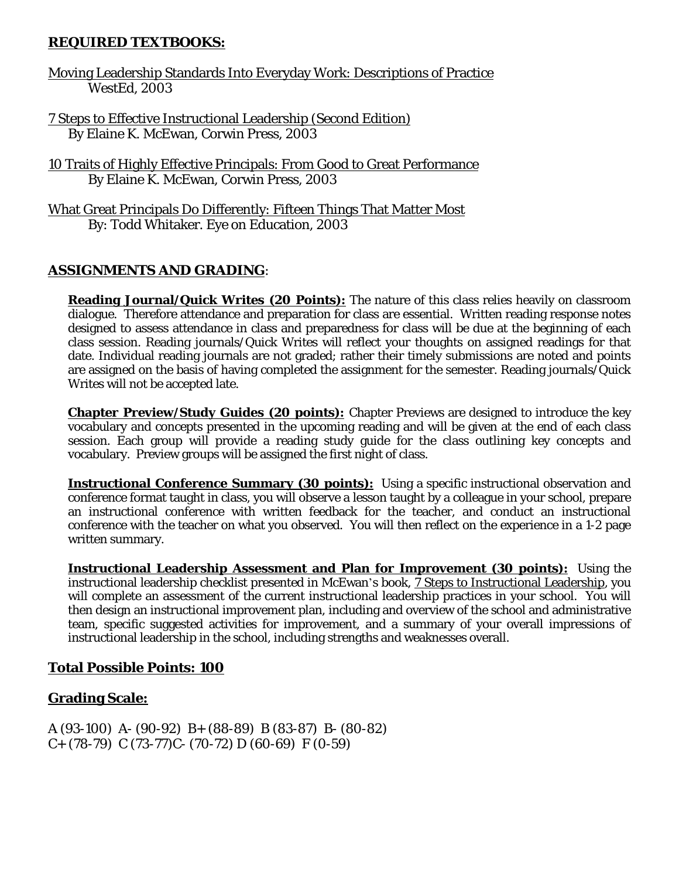## **REQUIRED TEXTBOOKS:**

Moving Leadership Standards Into Everyday Work: Descriptions of Practice
WestEd, 2003

7 Steps to Effective Instructional Leadership (Second Edition)
By Elaine K. McEwan, Corwin Press, 2003

10 Traits of Highly Effective Principals: From Good to Great Performance
By Elaine K. McEwan, Corwin Press, 2003

What Great Principals Do Differently: Fifteen Things That Matter Most
By: Todd Whitaker. Eye on Education, 2003

## **ASSIGNMENTS AND GRADING**:

**Reading Journal/Quick Writes (20 Points):** The nature of this class relies heavily on classroom dialogue. Therefore attendance and preparation for class are essential. Written reading response notes designed to assess attendance in class and preparedness for class will be due at the beginning of each class session. Reading journals/Quick Writes will reflect your thoughts on assigned readings for that date. Individual reading journals are not graded; rather their timely submissions are noted and points are assigned on the basis of having completed the assignment for the semester. Reading journals/Quick Writes will not be accepted late.

**Chapter Preview/Study Guides (20 points):** Chapter Previews are designed to introduce the key vocabulary and concepts presented in the upcoming reading and will be given at the end of each class session. Each group will provide a reading study guide for the class outlining key concepts and vocabulary. Preview groups will be assigned the first night of class.

**Instructional Conference Summary (30 points):** Using a specific instructional observation and conference format taught in class, you will observe a lesson taught by a colleague in your school, prepare an instructional conference with written feedback for the teacher, and conduct an instructional conference with the teacher on what you observed. You will then reflect on the experience in a 1-2 page written summary.

**Instructional Leadership Assessment and Plan for Improvement (30 points):** Using the instructional leadership checklist presented in McEwan's book, 7 Steps to Instructional Leadership, you will complete an assessment of the current instructional leadership practices in your school. You will then design an instructional improvement plan, including and overview of the school and administrative team, specific suggested activities for improvement, and a summary of your overall impressions of instructional leadership in the school, including strengths and weaknesses overall.

## **Total Possible Points: 100**

## **Grading Scale:**

A (93-100) A- (90-92) B+ (88-89) B (83-87) B- (80-82)
C+ (78-79) C (73-77)C- (70-72) D (60-69) F (0-59)